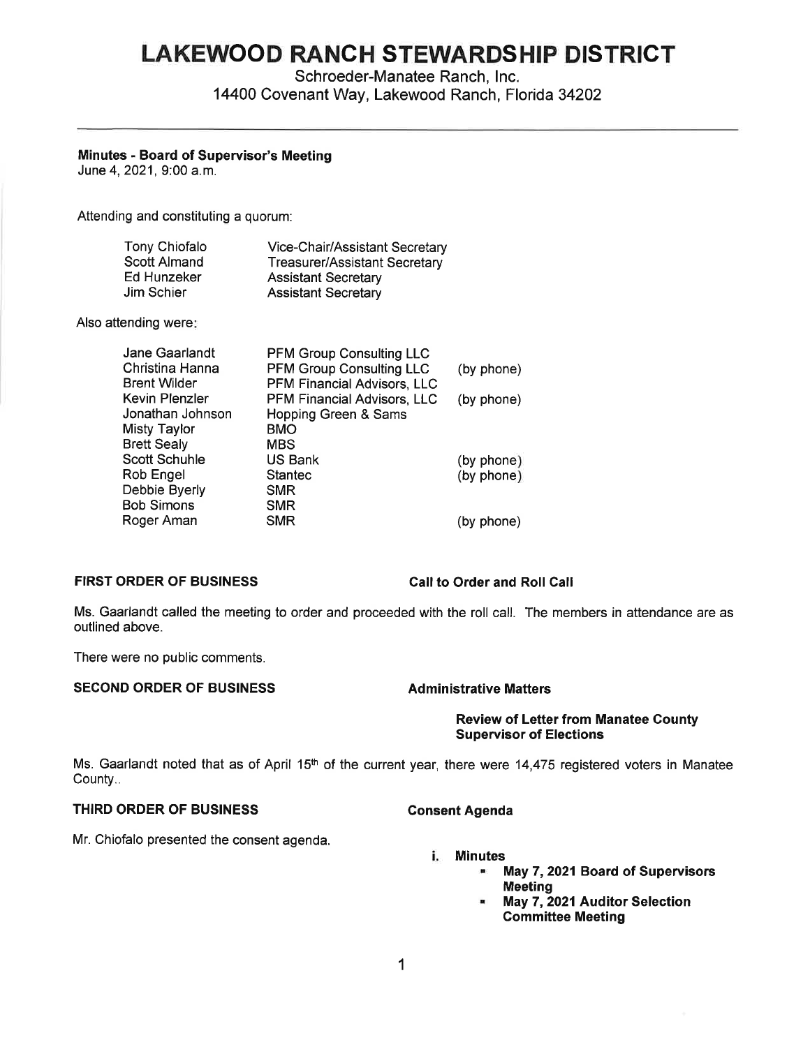# LAKEWOOD RANCH STEWARDSHIP DISTRICT

Schroeder-Manatee Ranch, Inc.
14400 Covenant Way, Lakewood Ranch, Florida 34202

---

**Minutes - Board of Supervisor's Meeting**
June 4, 2021, 9:00 a.m.

Attending and constituting a quorum:

| | |
|---|---|
| Tony Chiofalo | Vice-Chair/Assistant Secretary |
| Scott Almand | Treasurer/Assistant Secretary |
| Ed Hunzeker | Assistant Secretary |
| Jim Schier | Assistant Secretary |

Also attending were:

| | | |
|---|---|---|
| Jane Gaarlandt | PFM Group Consulting LLC | |
| Christina Hanna | PFM Group Consulting LLC | (by phone) |
| Brent Wilder | PFM Financial Advisors, LLC | |
| Kevin Plenzler | PFM Financial Advisors, LLC | (by phone) |
| Jonathan Johnson | Hopping Green & Sams | |
| Misty Taylor | BMO | |
| Brett Sealy | MBS | |
| Scott Schuhle | US Bank | (by phone) |
| Rob Engel | Stantec | (by phone) |
| Debbie Byerly | SMR | |
| Bob Simons | SMR | |
| Roger Aman | SMR | (by phone) |

**FIRST ORDER OF BUSINESS** **Call to Order and Roll Call**

Ms. Gaarlandt called the meeting to order and proceeded with the roll call. The members in attendance are as outlined above.

There were no public comments.

**SECOND ORDER OF BUSINESS** **Administrative Matters**

**Review of Letter from Manatee County Supervisor of Elections**

Ms. Gaarlandt noted that as of April 15th of the current year, there were 14,475 registered voters in Manatee County..

**THIRD ORDER OF BUSINESS** **Consent Agenda**

Mr. Chiofalo presented the consent agenda.

**i. Minutes**

- **May 7, 2021 Board of Supervisors Meeting**
- **May 7, 2021 Auditor Selection Committee Meeting**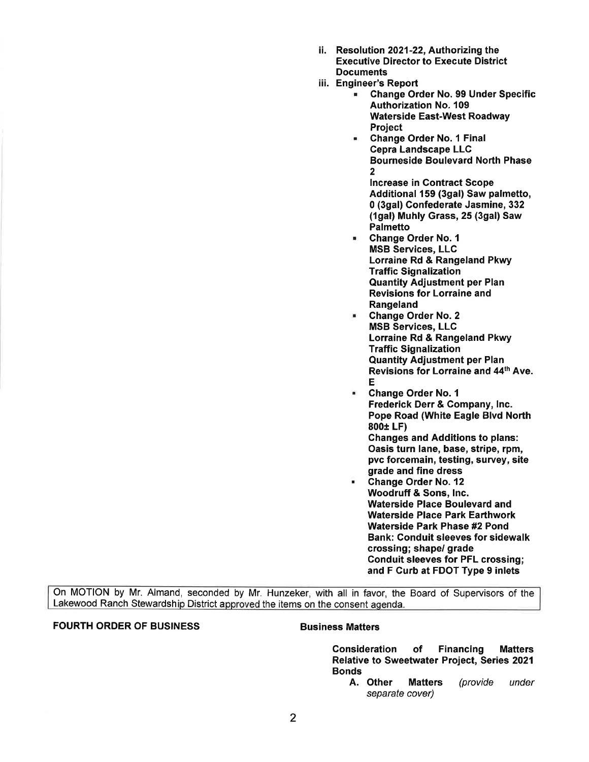**ii. Resolution 2021-22, Authorizing the Executive Director to Execute District Documents**

**iii. Engineer's Report**

- **Change Order No. 99 Under Specific Authorization No. 109**
  **Waterside East-West Roadway Project**
- **Change Order No. 1 Final**
  **Cepra Landscape LLC**
  **Bourneside Boulevard North Phase 2**
  **Increase in Contract Scope**
  **Additional 159 (3gal) Saw palmetto, 0 (3gal) Confederate Jasmine, 332 (1gal) Muhly Grass, 25 (3gal) Saw Palmetto**
- **Change Order No. 1**
  **MSB Services, LLC**
  **Lorraine Rd & Rangeland Pkwy Traffic Signalization**
  **Quantity Adjustment per Plan Revisions for Lorraine and Rangeland**
- **Change Order No. 2**
  **MSB Services, LLC**
  **Lorraine Rd & Rangeland Pkwy Traffic Signalization**
  **Quantity Adjustment per Plan Revisions for Lorraine and 44th Ave. E**
- **Change Order No. 1**
  **Frederick Derr & Company, Inc.**
  **Pope Road (White Eagle Blvd North 800± LF)**
  **Changes and Additions to plans: Oasis turn lane, base, stripe, rpm, pvc forcemain, testing, survey, site grade and fine dress**
- **Change Order No. 12**
  **Woodruff & Sons, Inc.**
  **Waterside Place Boulevard and Waterside Place Park Earthwork**
  **Waterside Park Phase #2 Pond Bank: Conduit sleeves for sidewalk crossing; shape/ grade**
  **Conduit sleeves for PFL crossing; and F Curb at FDOT Type 9 inlets**

On MOTION by Mr. Almand, seconded by Mr. Hunzeker, with all in favor, the Board of Supervisors of the Lakewood Ranch Stewardship District approved the items on the consent agenda.

**FOURTH ORDER OF BUSINESS** **Business Matters**

**Consideration of Financing Matters Relative to Sweetwater Project, Series 2021 Bonds**

**A. Other Matters** *(provide under separate cover)*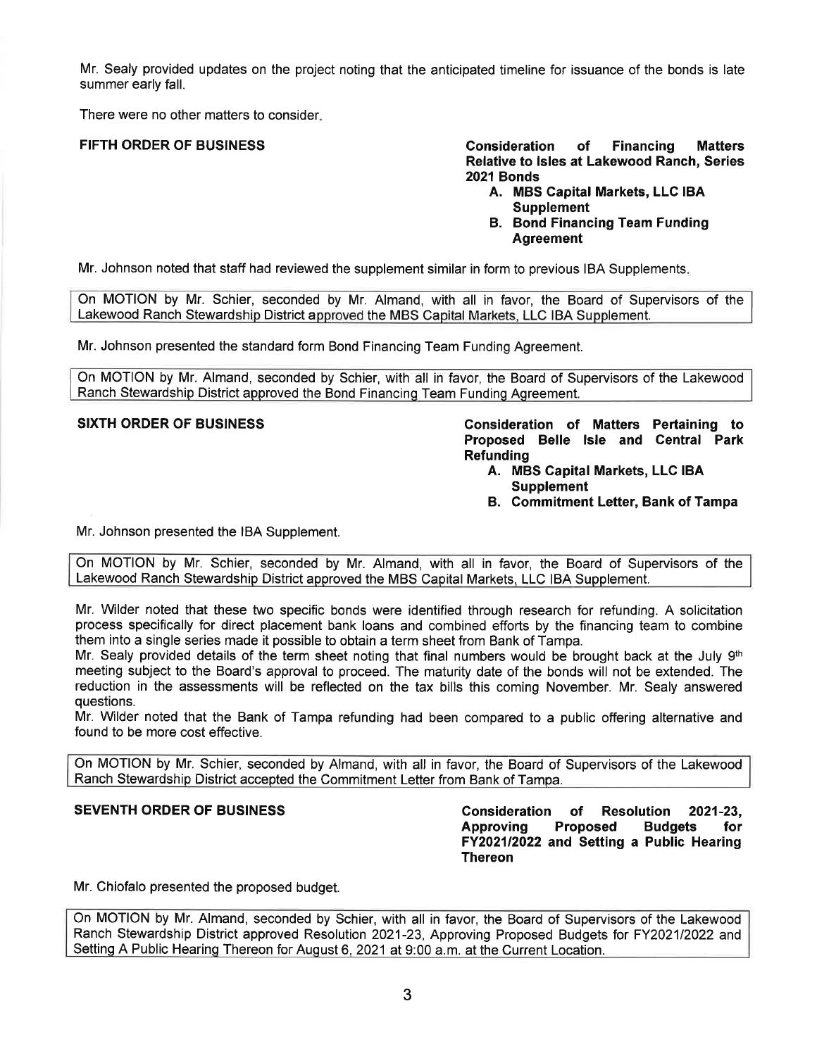Mr. Sealy provided updates on the project noting that the anticipated timeline for issuance of the bonds is late summer early fall.

There were no other matters to consider.

**FIFTH ORDER OF BUSINESS** — **Consideration of Financing Matters Relative to Isles at Lakewood Ranch, Series 2021 Bonds**

- **A. MBS Capital Markets, LLC IBA Supplement**
- **B. Bond Financing Team Funding Agreement**

Mr. Johnson noted that staff had reviewed the supplement similar in form to previous IBA Supplements.

> On MOTION by Mr. Schier, seconded by Mr. Almand, with all in favor, the Board of Supervisors of the Lakewood Ranch Stewardship District approved the MBS Capital Markets, LLC IBA Supplement.

Mr. Johnson presented the standard form Bond Financing Team Funding Agreement.

> On MOTION by Mr. Almand, seconded by Schier, with all in favor, the Board of Supervisors of the Lakewood Ranch Stewardship District approved the Bond Financing Team Funding Agreement.

**SIXTH ORDER OF BUSINESS** — **Consideration of Matters Pertaining to Proposed Belle Isle and Central Park Refunding**

- **A. MBS Capital Markets, LLC IBA Supplement**
- **B. Commitment Letter, Bank of Tampa**

Mr. Johnson presented the IBA Supplement.

> On MOTION by Mr. Schier, seconded by Mr. Almand, with all in favor, the Board of Supervisors of the Lakewood Ranch Stewardship District approved the MBS Capital Markets, LLC IBA Supplement.

Mr. Wilder noted that these two specific bonds were identified through research for refunding. A solicitation process specifically for direct placement bank loans and combined efforts by the financing team to combine them into a single series made it possible to obtain a term sheet from Bank of Tampa.

Mr. Sealy provided details of the term sheet noting that final numbers would be brought back at the July 9th meeting subject to the Board's approval to proceed. The maturity date of the bonds will not be extended. The reduction in the assessments will be reflected on the tax bills this coming November. Mr. Sealy answered questions.

Mr. Wilder noted that the Bank of Tampa refunding had been compared to a public offering alternative and found to be more cost effective.

> On MOTION by Mr. Schier, seconded by Almand, with all in favor, the Board of Supervisors of the Lakewood Ranch Stewardship District accepted the Commitment Letter from Bank of Tampa.

**SEVENTH ORDER OF BUSINESS** — **Consideration of Resolution 2021-23, Approving Proposed Budgets for FY2021/2022 and Setting a Public Hearing Thereon**

Mr. Chiofalo presented the proposed budget.

> On MOTION by Mr. Almand, seconded by Schier, with all in favor, the Board of Supervisors of the Lakewood Ranch Stewardship District approved Resolution 2021-23, Approving Proposed Budgets for FY2021/2022 and Setting A Public Hearing Thereon for August 6, 2021 at 9:00 a.m. at the Current Location.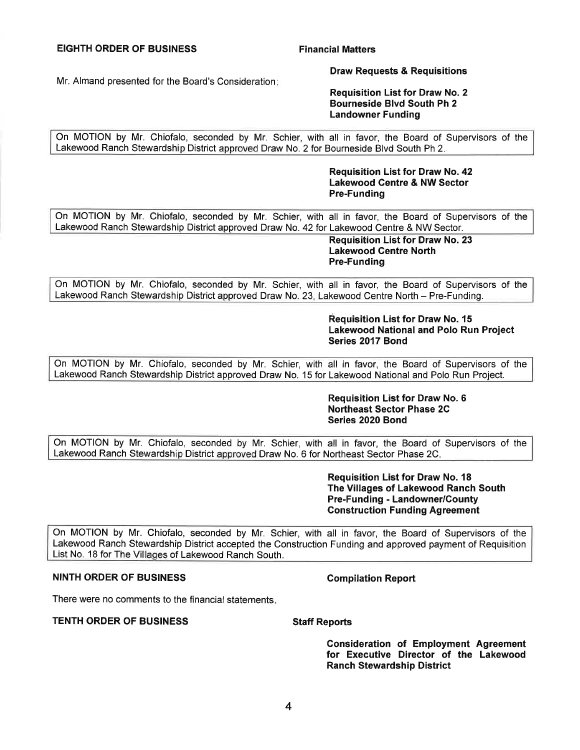**EIGHTH ORDER OF BUSINESS** **Financial Matters**

**Draw Requests & Requisitions**

Mr. Almand presented for the Board's Consideration:

**Requisition List for Draw No. 2**
**Bourneside Blvd South Ph 2**
**Landowner Funding**

On MOTION by Mr. Chiofalo, seconded by Mr. Schier, with all in favor, the Board of Supervisors of the Lakewood Ranch Stewardship District approved Draw No. 2 for Bourneside Blvd South Ph 2.

**Requisition List for Draw No. 42**
**Lakewood Centre & NW Sector**
**Pre-Funding**

On MOTION by Mr. Chiofalo, seconded by Mr. Schier, with all in favor, the Board of Supervisors of the Lakewood Ranch Stewardship District approved Draw No. 42 for Lakewood Centre & NW Sector.

**Requisition List for Draw No. 23**
**Lakewood Centre North**
**Pre-Funding**

On MOTION by Mr. Chiofalo, seconded by Mr. Schier, with all in favor, the Board of Supervisors of the Lakewood Ranch Stewardship District approved Draw No. 23, Lakewood Centre North – Pre-Funding.

**Requisition List for Draw No. 15**
**Lakewood National and Polo Run Project**
**Series 2017 Bond**

On MOTION by Mr. Chiofalo, seconded by Mr. Schier, with all in favor, the Board of Supervisors of the Lakewood Ranch Stewardship District approved Draw No. 15 for Lakewood National and Polo Run Project.

**Requisition List for Draw No. 6**
**Northeast Sector Phase 2C**
**Series 2020 Bond**

On MOTION by Mr. Chiofalo, seconded by Mr. Schier, with all in favor, the Board of Supervisors of the Lakewood Ranch Stewardship District approved Draw No. 6 for Northeast Sector Phase 2C.

**Requisition List for Draw No. 18**
**The Villages of Lakewood Ranch South**
**Pre-Funding - Landowner/County**
**Construction Funding Agreement**

On MOTION by Mr. Chiofalo, seconded by Mr. Schier, with all in favor, the Board of Supervisors of the Lakewood Ranch Stewardship District accepted the Construction Funding and approved payment of Requisition List No. 18 for The Villages of Lakewood Ranch South.

**NINTH ORDER OF BUSINESS** **Compilation Report**

There were no comments to the financial statements.

**TENTH ORDER OF BUSINESS** **Staff Reports**

**Consideration of Employment Agreement for Executive Director of the Lakewood Ranch Stewardship District**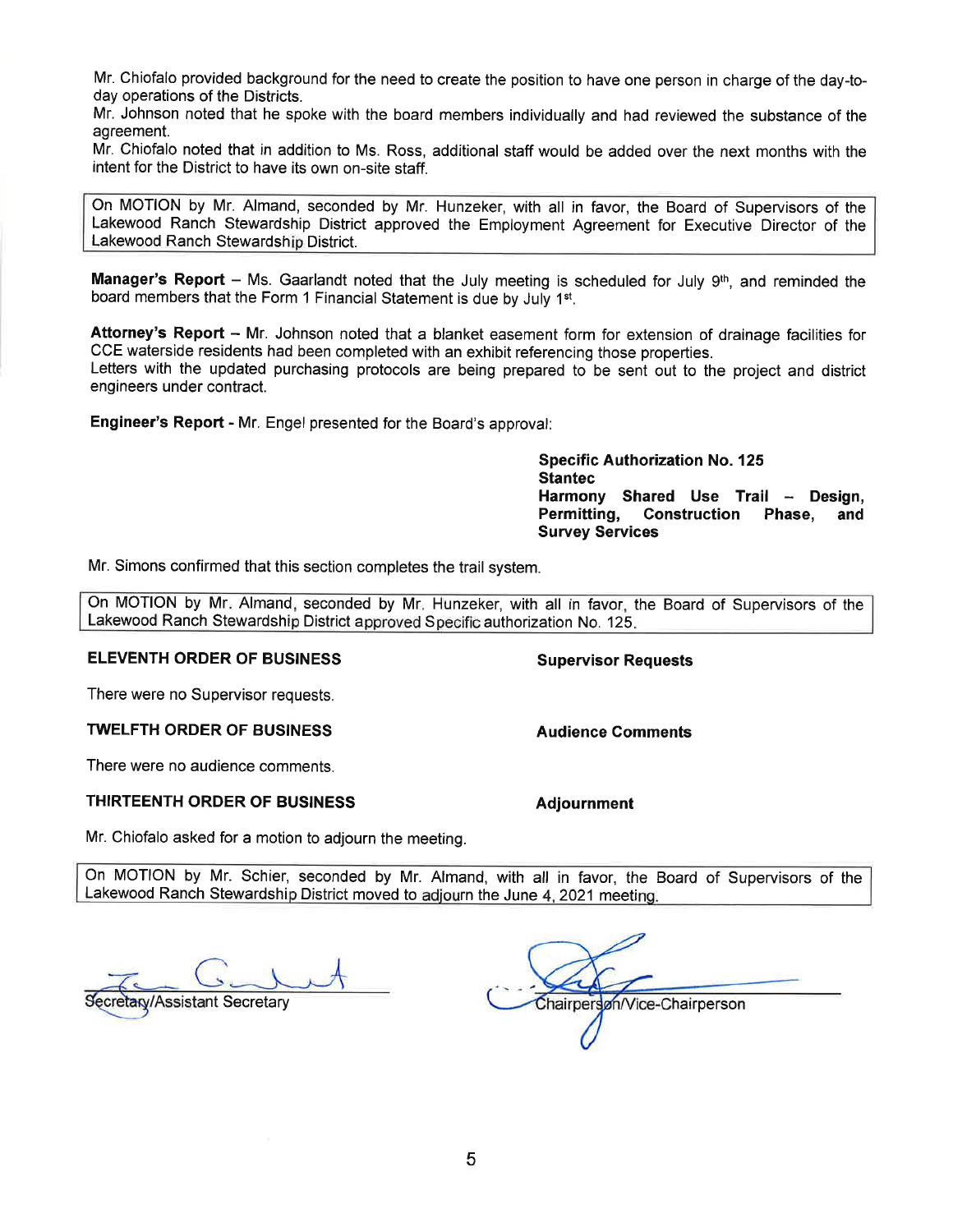Mr. Chiofalo provided background for the need to create the position to have one person in charge of the day-to-day operations of the Districts.
Mr. Johnson noted that he spoke with the board members individually and had reviewed the substance of the agreement.
Mr. Chiofalo noted that in addition to Ms. Ross, additional staff would be added over the next months with the intent for the District to have its own on-site staff.

On MOTION by Mr. Almand, seconded by Mr. Hunzeker, with all in favor, the Board of Supervisors of the Lakewood Ranch Stewardship District approved the Employment Agreement for Executive Director of the Lakewood Ranch Stewardship District.

**Manager's Report** – Ms. Gaarlandt noted that the July meeting is scheduled for July 9th, and reminded the board members that the Form 1 Financial Statement is due by July 1st.

**Attorney's Report** – Mr. Johnson noted that a blanket easement form for extension of drainage facilities for CCE waterside residents had been completed with an exhibit referencing those properties.
Letters with the updated purchasing protocols are being prepared to be sent out to the project and district engineers under contract.

**Engineer's Report** - Mr. Engel presented for the Board's approval:

**Specific Authorization No. 125**
**Stantec**
**Harmony Shared Use Trail – Design, Permitting, Construction Phase, and Survey Services**

Mr. Simons confirmed that this section completes the trail system.

On MOTION by Mr. Almand, seconded by Mr. Hunzeker, with all in favor, the Board of Supervisors of the Lakewood Ranch Stewardship District approved Specific authorization No. 125.

**ELEVENTH ORDER OF BUSINESS** **Supervisor Requests**

There were no Supervisor requests.

**TWELFTH ORDER OF BUSINESS** **Audience Comments**

There were no audience comments.

**THIRTEENTH ORDER OF BUSINESS** **Adjournment**

Mr. Chiofalo asked for a motion to adjourn the meeting.

On MOTION by Mr. Schier, seconded by Mr. Almand, with all in favor, the Board of Supervisors of the Lakewood Ranch Stewardship District moved to adjourn the June 4, 2021 meeting.

Secretary/Assistant Secretary

Chairperson/Vice-Chairperson